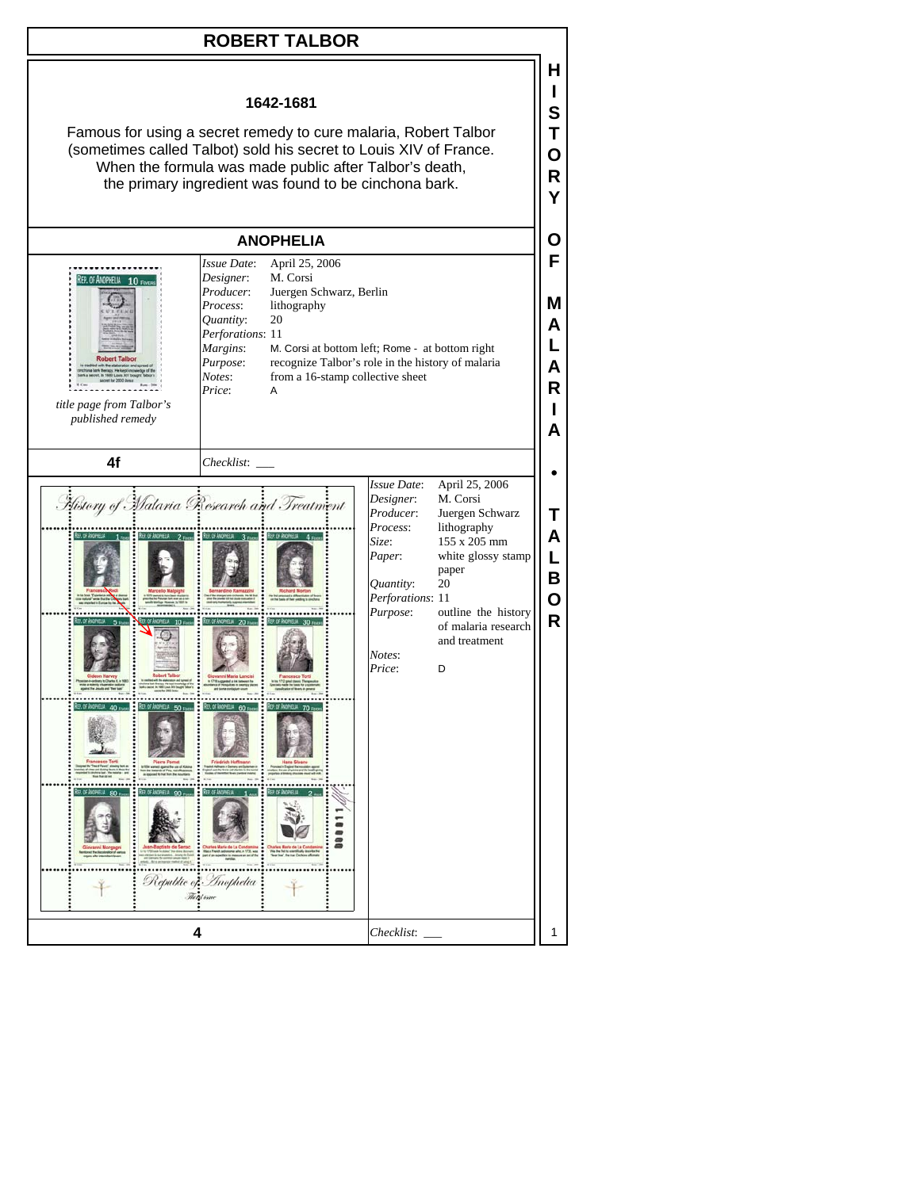# ROBERT TALBOR

**1642-1681**

Famous for using a secret remedy to cure malaria, Robert Talbor (sometimes called Talbot) sold his secret to Louis XIV of France. When the formula was made public after Talbor's death, the primary ingredient was found to be cinchona bark.

## ANOPHELIA

*title page from Talbor's published remedy*

| | |
|---|---|
| *Issue Date*: | April 25, 2006 |
| *Designer*: | M. Corsi |
| *Producer*: | Juergen Schwarz, Berlin |
| *Process*: | lithography |
| *Quantity*: | 20 |
| *Perforations*: | 11 |
| *Margins*: | M. Corsi at bottom left; Rome - at bottom right |
| *Purpose*: | recognize Talbor's role in the history of malaria |
| *Notes*: | from a 16-stamp collective sheet |
| *Price*: | A |

**4f** *Checklist*: ___

*History of Malaria Research and Treatment*

*Republic of Anophelia*

| | |
|---|---|
| *Issue Date*: | April 25, 2006 |
| *Designer*: | M. Corsi |
| *Producer*: | Juergen Schwarz |
| *Process*: | lithography |
| *Size*: | 155 x 205 mm |
| *Paper*: | white glossy stamp paper |
| *Quantity*: | 20 |
| *Perforations*: | 11 |
| *Purpose*: | outline the history of malaria research and treatment |
| *Notes*: | |
| *Price*: | D |

**4** *Checklist*: ___

HISTORY OF MALARIA • TALBOR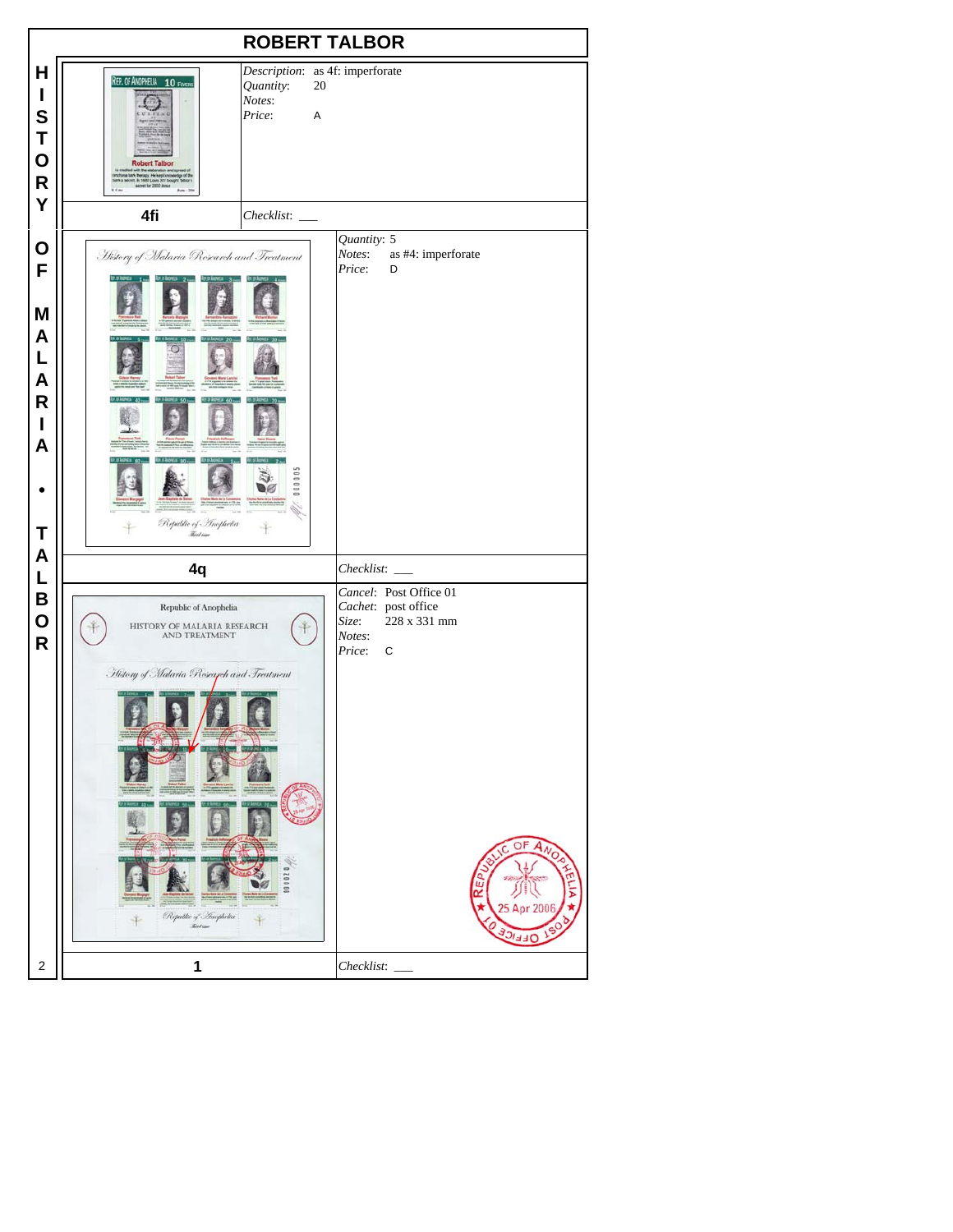# ROBERT TALBOR

HISTORY OF MALARIA • TALBOR

| Item | Details |
| --- | --- |
| **4fi** | *Description*: as 4f: imperforate<br>*Quantity*: 20<br>*Notes*:<br>*Price*: A<br>*Checklist*: ___ |
| **4q** | *Quantity*: 5<br>*Notes*: as #4: imperforate<br>*Price*: D<br>*Checklist*: ___ |
| **1** | *Cancel*: Post Office 01<br>*Cachet*: post office<br>*Size*: 228 x 331 mm<br>*Notes*:<br>*Price*: C<br>*Checklist*: ___ |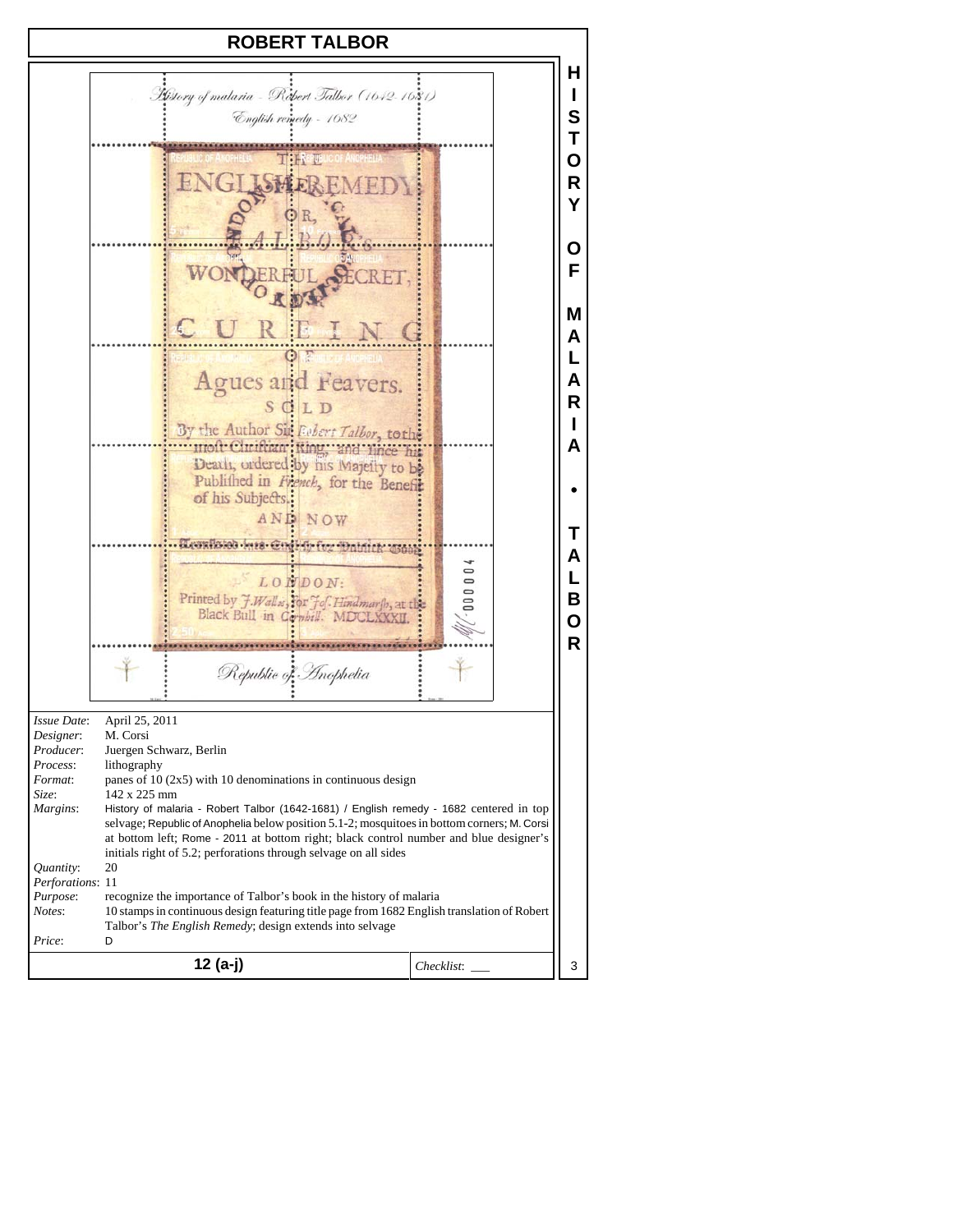# ROBERT TALBOR

*Issue Date*: April 25, 2011
*Designer*: M. Corsi
*Producer*: Juergen Schwarz, Berlin
*Process*: lithography
*Format*: panes of 10 (2x5) with 10 denominations in continuous design
*Size*: 142 x 225 mm
*Margins*: History of malaria - Robert Talbor (1642-1681) / English remedy - 1682 centered in top selvage; Republic of Anophelia below position 5.1-2; mosquitoes in bottom corners; M. Corsi at bottom left; Rome - 2011 at bottom right; black control number and blue designer's initials right of 5.2; perforations through selvage on all sides
*Quantity*: 20
*Perforations*: 11
*Purpose*: recognize the importance of Talbor's book in the history of malaria
*Notes*: 10 stamps in continuous design featuring title page from 1682 English translation of Robert Talbor's *The English Remedy*; design extends into selvage
*Price*: D

**12 (a-j)** — *Checklist*: ___

HISTORY OF MALARIA • TALBOR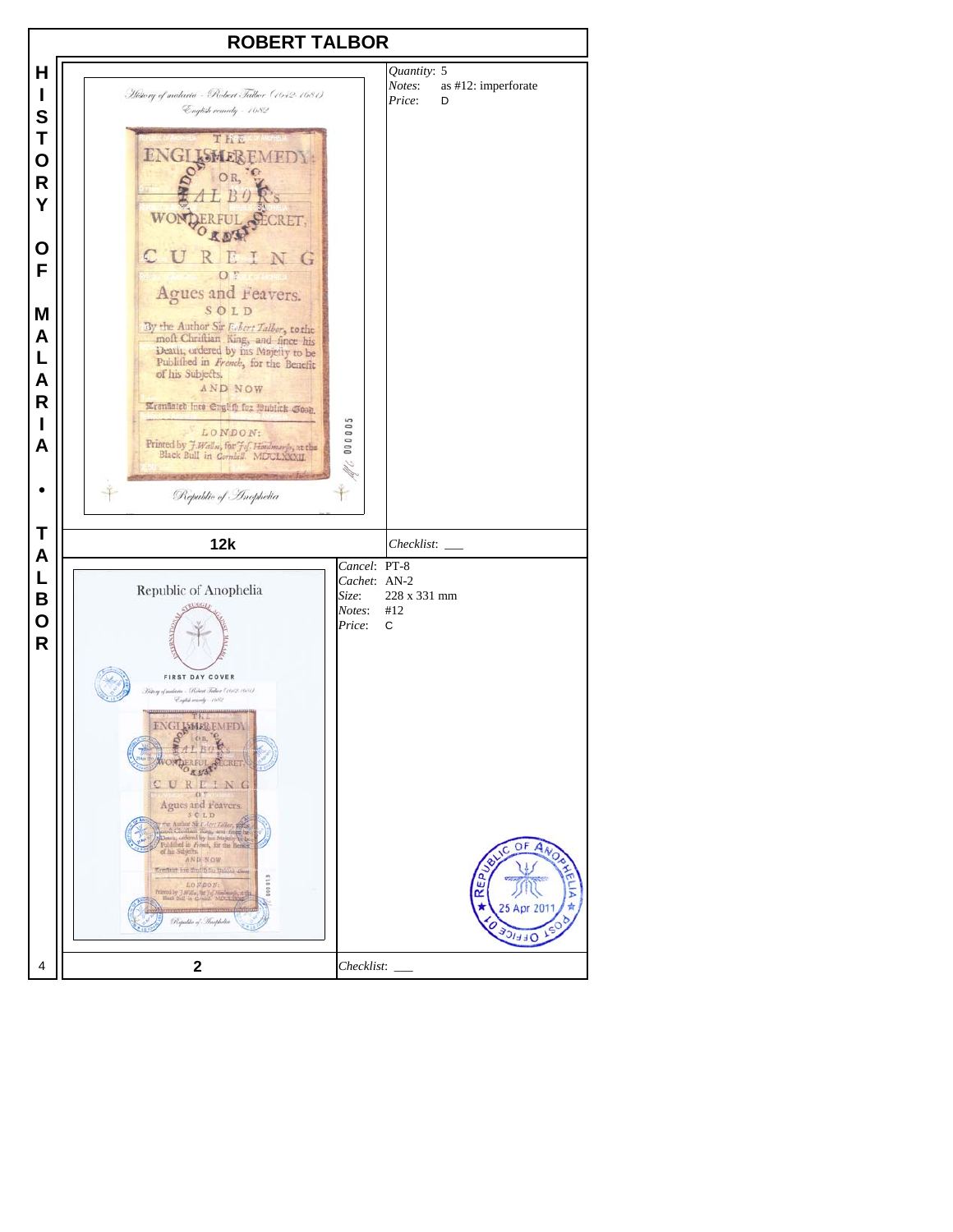# ROBERT TALBOR

*Quantity*: 5
*Notes*: as #12: imperforate
*Price*: D

**12k**

*Checklist*: ___

*Cancel*: PT-8
*Cachet*: AN-2
*Size*: 228 x 331 mm
*Notes*: #12
*Price*: C

**2**

*Checklist*: ___